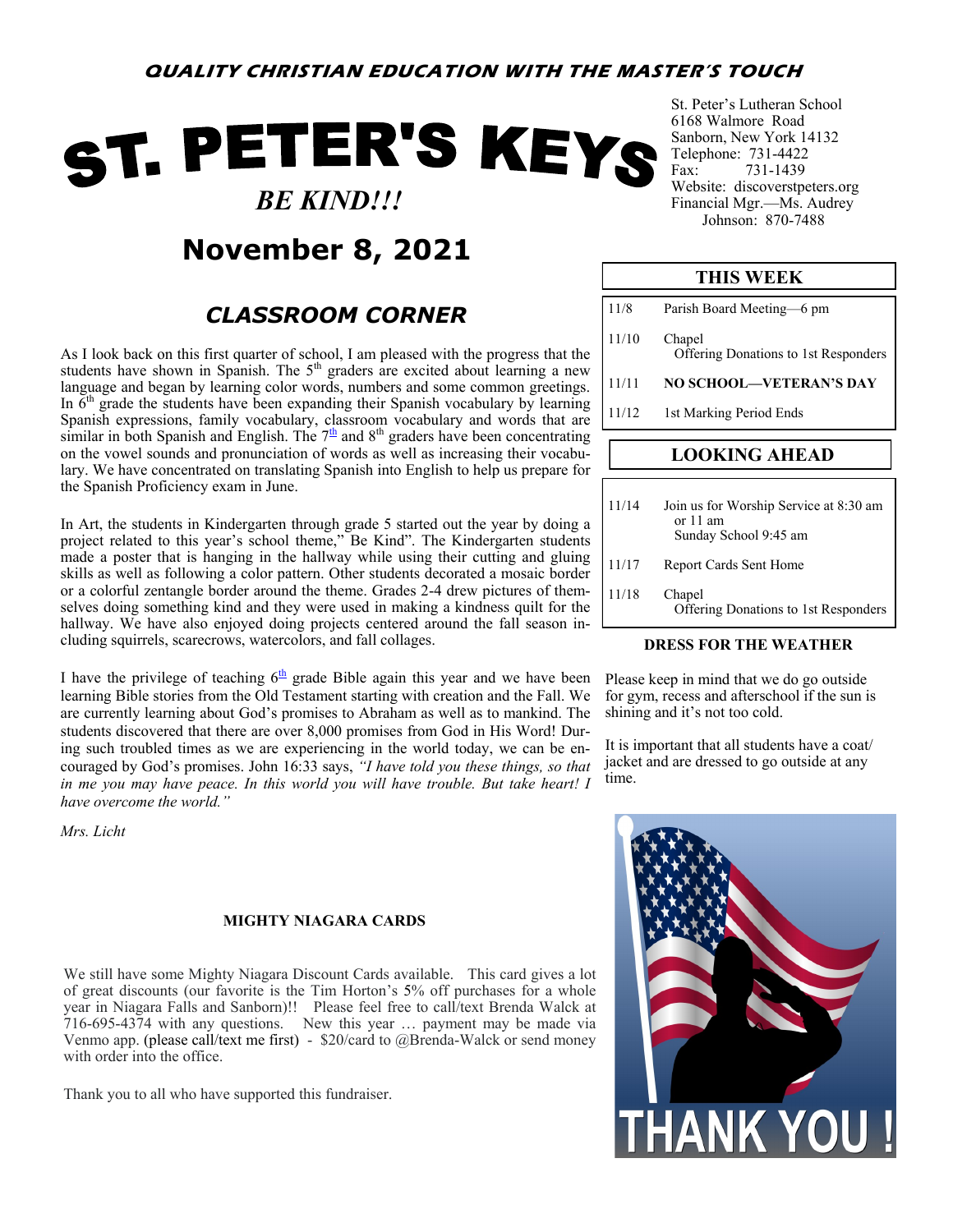***QUALITY CHRISTIAN EDUCATION WITH THE MASTER'S TOUCH***

# ST. PETER'S KEYS

***BE KIND!!!***

## November 8, 2021

St. Peter's Lutheran School
6168 Walmore Road
Sanborn, New York 14132
Telephone: 731-4422
Fax: 731-1439
Website: discoverstpeters.org
Financial Mgr.—Ms. Audrey Johnson: 870-7488

## *CLASSROOM CORNER*

As I look back on this first quarter of school, I am pleased with the progress that the students have shown in Spanish. The 5th graders are excited about learning a new language and began by learning color words, numbers and some common greetings. In 6th grade the students have been expanding their Spanish vocabulary by learning Spanish expressions, family vocabulary, classroom vocabulary and words that are similar in both Spanish and English. The 7th and 8th graders have been concentrating on the vowel sounds and pronunciation of words as well as increasing their vocabulary. We have concentrated on translating Spanish into English to help us prepare for the Spanish Proficiency exam in June.

In Art, the students in Kindergarten through grade 5 started out the year by doing a project related to this year's school theme," Be Kind". The Kindergarten students made a poster that is hanging in the hallway while using their cutting and gluing skills as well as following a color pattern. Other students decorated a mosaic border or a colorful zentangle border around the theme. Grades 2-4 drew pictures of themselves doing something kind and they were used in making a kindness quilt for the hallway. We have also enjoyed doing projects centered around the fall season including squirrels, scarecrows, watercolors, and fall collages.

I have the privilege of teaching 6th grade Bible again this year and we have been learning Bible stories from the Old Testament starting with creation and the Fall. We are currently learning about God's promises to Abraham as well as to mankind. The students discovered that there are over 8,000 promises from God in His Word! During such troubled times as we are experiencing in the world today, we can be encouraged by God's promises. John 16:33 says, *"I have told you these things, so that in me you may have peace. In this world you will have trouble. But take heart! I have overcome the world."*

*Mrs. Licht*

### THIS WEEK

| Date | Event |
|---|---|
| 11/8 | Parish Board Meeting—6 pm |
| 11/10 | Chapel<br>Offering Donations to 1st Responders |
| 11/11 | **NO SCHOOL—VETERAN'S DAY** |
| 11/12 | 1st Marking Period Ends |

### LOOKING AHEAD

| Date | Event |
|---|---|
| 11/14 | Join us for Worship Service at 8:30 am or 11 am<br>Sunday School 9:45 am |
| 11/17 | Report Cards Sent Home |
| 11/18 | Chapel<br>Offering Donations to 1st Responders |

### DRESS FOR THE WEATHER

Please keep in mind that we do go outside for gym, recess and afterschool if the sun is shining and it's not too cold.

It is important that all students have a coat/jacket and are dressed to go outside at any time.

### MIGHTY NIAGARA CARDS

We still have some Mighty Niagara Discount Cards available. This card gives a lot of great discounts (our favorite is the Tim Horton's 5% off purchases for a whole year in Niagara Falls and Sanborn)!! Please feel free to call/text Brenda Walck at 716-695-4374 with any questions. New this year … payment may be made via Venmo app. (please call/text me first) - $20/card to @Brenda-Walck or send money with order into the office.

Thank you to all who have supported this fundraiser.

THANK YOU !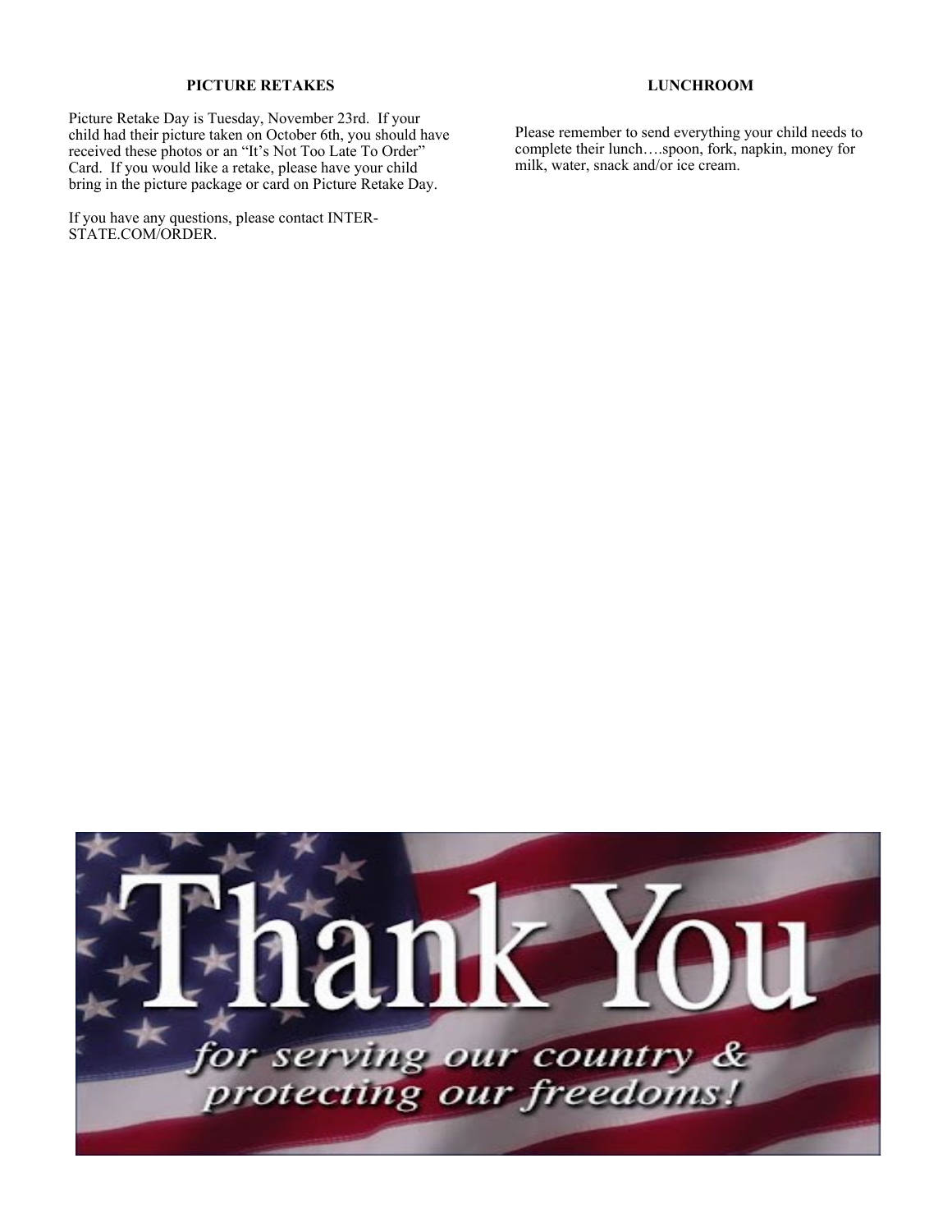## PICTURE RETAKES

Picture Retake Day is Tuesday, November 23rd. If your child had their picture taken on October 6th, you should have received these photos or an "It's Not Too Late To Order" Card. If you would like a retake, please have your child bring in the picture package or card on Picture Retake Day.

If you have any questions, please contact INTER-STATE.COM/ORDER.

## LUNCHROOM

Please remember to send everything your child needs to complete their lunch….spoon, fork, napkin, money for milk, water, snack and/or ice cream.

Thank You

*for serving our country & protecting our freedoms!*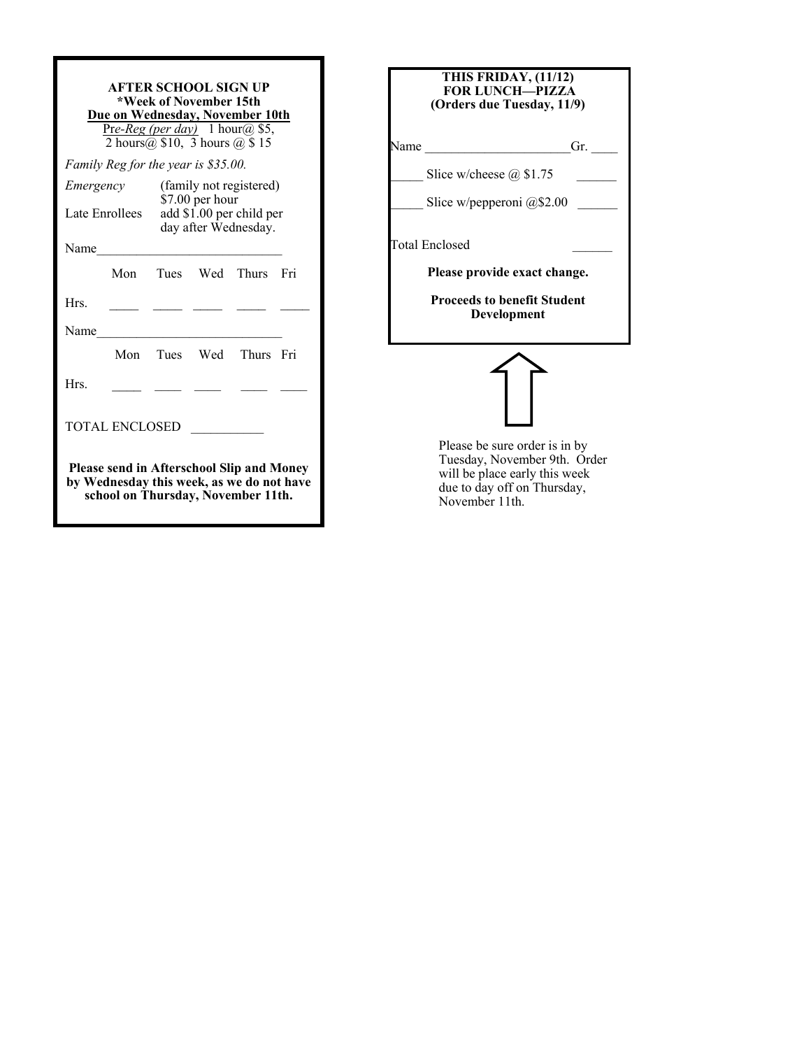**AFTER SCHOOL SIGN UP**
**\*Week of November 15th**
**Due on Wednesday, November 10th**

*Pre-Reg (per day)* 1 hour@ $5, 2 hours@ $10, 3 hours @ $ 15

*Family Reg for the year is $35.00.*

*Emergency* (family not registered) $7.00 per hour

Late Enrollees add $1.00 per child per day after Wednesday.

Name____________________________

| | Mon | Tues | Wed | Thurs | Fri |
|---|---|---|---|---|---|
| Hrs. | ____ | ____ | ____ | ____ | ____ |

Name____________________________

| | Mon | Tues | Wed | Thurs | Fri |
|---|---|---|---|---|---|
| Hrs. | ____ | ____ | ____ | ____ | ____ |

TOTAL ENCLOSED __________

**Please send in Afterschool Slip and Money by Wednesday this week, as we do not have school on Thursday, November 11th.**

**THIS FRIDAY, (11/12)**
**FOR LUNCH—PIZZA**
**(Orders due Tuesday, 11/9)**

Name ______________________Gr. ____

_____ Slice w/cheese @ $1.75 ______

_____ Slice w/pepperoni @$2.00 ______

Total Enclosed ______

**Please provide exact change.**

**Proceeds to benefit Student Development**

Please be sure order is in by Tuesday, November 9th. Order will be place early this week due to day off on Thursday, November 11th.